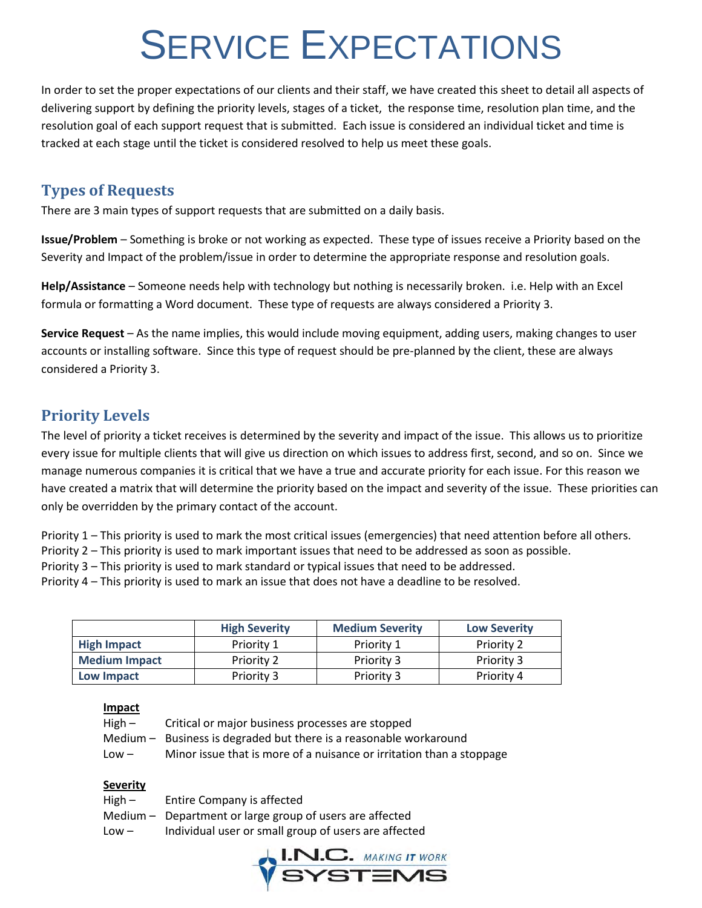# Service Expectations

In order to set the proper expectations of our clients and their staff, we have created this sheet to detail all aspects of delivering support by defining the priority levels, stages of a ticket, the response time, resolution plan time, and the resolution goal of each support request that is submitted. Each issue is considered an individual ticket and time is tracked at each stage until the ticket is considered resolved to help us meet these goals.

## Types of Requests

There are 3 main types of support requests that are submitted on a daily basis.

**Issue/Problem** – Something is broke or not working as expected. These type of issues receive a Priority based on the Severity and Impact of the problem/issue in order to determine the appropriate response and resolution goals.

**Help/Assistance** – Someone needs help with technology but nothing is necessarily broken. i.e. Help with an Excel formula or formatting a Word document. These type of requests are always considered a Priority 3.

**Service Request** – As the name implies, this would include moving equipment, adding users, making changes to user accounts or installing software. Since this type of request should be pre-planned by the client, these are always considered a Priority 3.

## Priority Levels

The level of priority a ticket receives is determined by the severity and impact of the issue. This allows us to prioritize every issue for multiple clients that will give us direction on which issues to address first, second, and so on. Since we manage numerous companies it is critical that we have a true and accurate priority for each issue. For this reason we have created a matrix that will determine the priority based on the impact and severity of the issue. These priorities can only be overridden by the primary contact of the account.

Priority 1 – This priority is used to mark the most critical issues (emergencies) that need attention before all others.
Priority 2 – This priority is used to mark important issues that need to be addressed as soon as possible.
Priority 3 – This priority is used to mark standard or typical issues that need to be addressed.
Priority 4 – This priority is used to mark an issue that does not have a deadline to be resolved.

| | High Severity | Medium Severity | Low Severity |
|---|---|---|---|
| **High Impact** | Priority 1 | Priority 1 | Priority 2 |
| **Medium Impact** | Priority 2 | Priority 3 | Priority 3 |
| **Low Impact** | Priority 3 | Priority 3 | Priority 4 |

**Impact**

High – Critical or major business processes are stopped
Medium – Business is degraded but there is a reasonable workaround
Low – Minor issue that is more of a nuisance or irritation than a stoppage

**Severity**

High – Entire Company is affected
Medium – Department or large group of users are affected
Low – Individual user or small group of users are affected

I.N.C. *MAKING IT WORK* SYSTEMS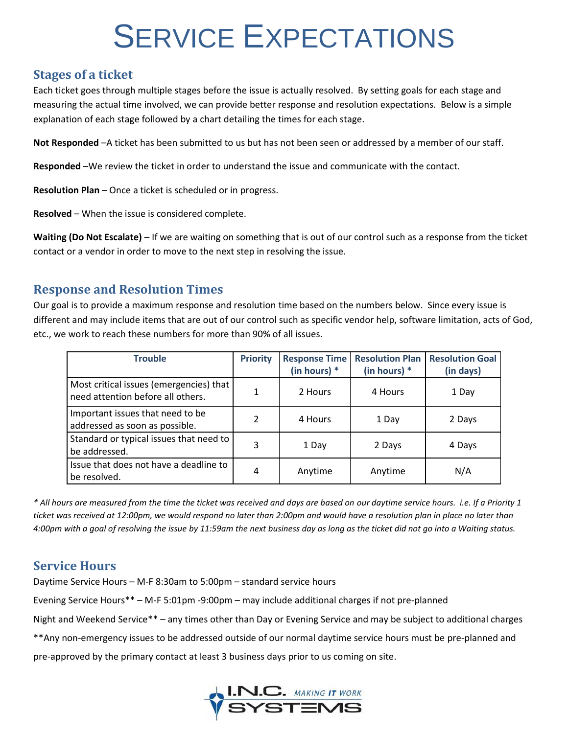# Service Expectations

## Stages of a ticket

Each ticket goes through multiple stages before the issue is actually resolved. By setting goals for each stage and measuring the actual time involved, we can provide better response and resolution expectations. Below is a simple explanation of each stage followed by a chart detailing the times for each stage.

**Not Responded** –A ticket has been submitted to us but has not been seen or addressed by a member of our staff.

**Responded** –We review the ticket in order to understand the issue and communicate with the contact.

**Resolution Plan** – Once a ticket is scheduled or in progress.

**Resolved** – When the issue is considered complete.

**Waiting (Do Not Escalate)** – If we are waiting on something that is out of our control such as a response from the ticket contact or a vendor in order to move to the next step in resolving the issue.

## Response and Resolution Times

Our goal is to provide a maximum response and resolution time based on the numbers below. Since every issue is different and may include items that are out of our control such as specific vendor help, software limitation, acts of God, etc., we work to reach these numbers for more than 90% of all issues.

| Trouble | Priority | Response Time (in hours) * | Resolution Plan (in hours) * | Resolution Goal (in days) |
|---|---|---|---|---|
| Most critical issues (emergencies) that need attention before all others. | 1 | 2 Hours | 4 Hours | 1 Day |
| Important issues that need to be addressed as soon as possible. | 2 | 4 Hours | 1 Day | 2 Days |
| Standard or typical issues that need to be addressed. | 3 | 1 Day | 2 Days | 4 Days |
| Issue that does not have a deadline to be resolved. | 4 | Anytime | Anytime | N/A |

*\* All hours are measured from the time the ticket was received and days are based on our daytime service hours. i.e. If a Priority 1 ticket was received at 12:00pm, we would respond no later than 2:00pm and would have a resolution plan in place no later than 4:00pm with a goal of resolving the issue by 11:59am the next business day as long as the ticket did not go into a Waiting status.*

## Service Hours

Daytime Service Hours – M-F 8:30am to 5:00pm – standard service hours

Evening Service Hours** – M-F 5:01pm -9:00pm – may include additional charges if not pre-planned

Night and Weekend Service** – any times other than Day or Evening Service and may be subject to additional charges

**Any non-emergency issues to be addressed outside of our normal daytime service hours must be pre-planned and pre-approved by the primary contact at least 3 business days prior to us coming on site.

I.N.C. SYSTEMS *MAKING IT WORK*